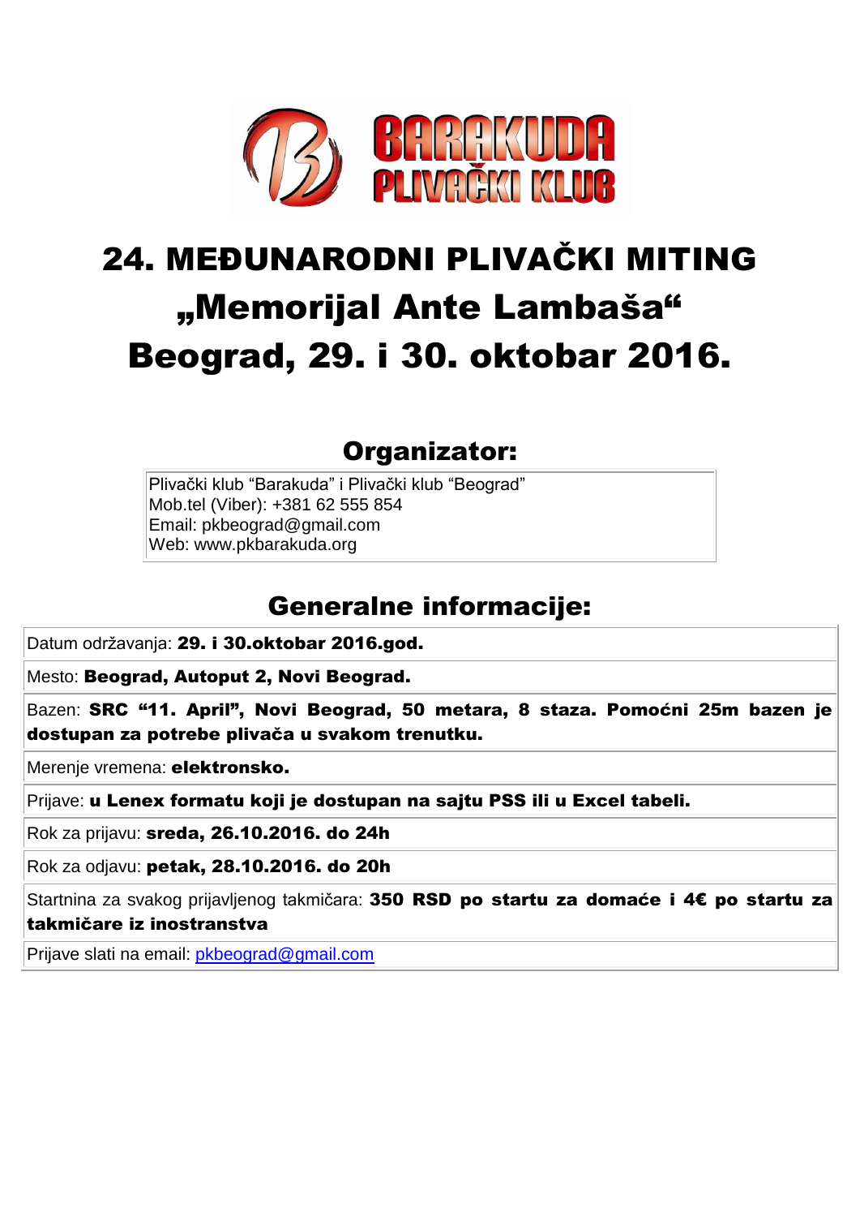BARAKUDA PLIVAČKI KLUB

# 24. MEĐUNARODNI PLIVAČKI MITING „Memorijal Ante Lambaša“ Beograd, 29. i 30. oktobar 2016.

## Organizator:

Plivački klub “Barakuda” i Plivački klub “Beograd”
Mob.tel (Viber): +381 62 555 854
Email: pkbeograd@gmail.com
Web: www.pkbarakuda.org

## Generalne informacije:

| |
|---|
| Datum održavanja: **29. i 30.oktobar 2016.god.** |
| Mesto: **Beograd, Autoput 2, Novi Beograd.** |
| Bazen: **SRC “11. April”, Novi Beograd, 50 metara, 8 staza. Pomoćni 25m bazen je dostupan za potrebe plivača u svakom trenutku.** |
| Merenje vremena: **elektronsko.** |
| Prijave: **u Lenex formatu koji je dostupan na sajtu PSS ili u Excel tabeli.** |
| Rok za prijavu: **sreda, 26.10.2016. do 24h** |
| Rok za odjavu: **petak, 28.10.2016. do 20h** |
| Startnina za svakog prijavljenog takmičara: **350 RSD po startu za domaće i 4€ po startu za takmičare iz inostranstva** |
| Prijave slati na email: pkbeograd@gmail.com |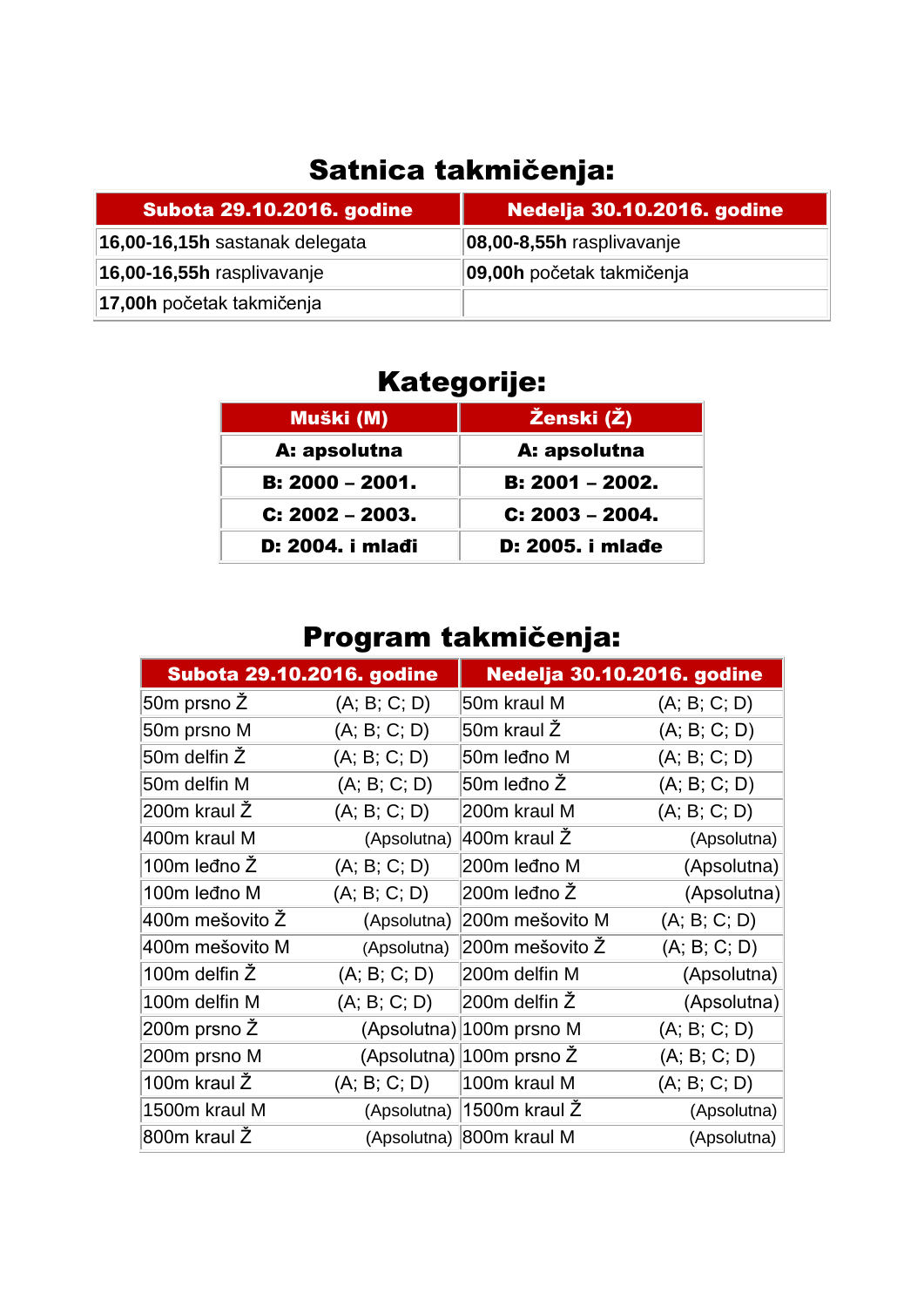## Satnica takmičenja:

| Subota 29.10.2016. godine | Nedelja 30.10.2016. godine |
|---|---|
| **16,00-16,15h** sastanak delegata | **08,00-8,55h** rasplivavanje |
| **16,00-16,55h** rasplivavanje | **09,00h** početak takmičenja |
| **17,00h** početak takmičenja | |

## Kategorije:

| Muški (M) | Ženski (Ž) |
|---|---|
| **A: apsolutna** | **A: apsolutna** |
| **B: 2000 – 2001.** | **B: 2001 – 2002.** |
| **C: 2002 – 2003.** | **C: 2003 – 2004.** |
| **D: 2004. i mlađi** | **D: 2005. i mlađe** |

## Program takmičenja:

| Subota 29.10.2016. godine | | Nedelja 30.10.2016. godine | |
|---|---|---|---|
| 50m prsno Ž | (A; B; C; D) | 50m kraul M | (A; B; C; D) |
| 50m prsno M | (A; B; C; D) | 50m kraul Ž | (A; B; C; D) |
| 50m delfin Ž | (A; B; C; D) | 50m leđno M | (A; B; C; D) |
| 50m delfin M | (A; B; C; D) | 50m leđno Ž | (A; B; C; D) |
| 200m kraul Ž | (A; B; C; D) | 200m kraul M | (A; B; C; D) |
| 400m kraul M | (Apsolutna) | 400m kraul Ž | (Apsolutna) |
| 100m leđno Ž | (A; B; C; D) | 200m leđno M | (Apsolutna) |
| 100m leđno M | (A; B; C; D) | 200m leđno Ž | (Apsolutna) |
| 400m mešovito Ž | (Apsolutna) | 200m mešovito M | (A; B; C; D) |
| 400m mešovito M | (Apsolutna) | 200m mešovito Ž | (A; B; C; D) |
| 100m delfin Ž | (A; B; C; D) | 200m delfin M | (Apsolutna) |
| 100m delfin M | (A; B; C; D) | 200m delfin Ž | (Apsolutna) |
| 200m prsno Ž | (Apsolutna) | 100m prsno M | (A; B; C; D) |
| 200m prsno M | (Apsolutna) | 100m prsno Ž | (A; B; C; D) |
| 100m kraul Ž | (A; B; C; D) | 100m kraul M | (A; B; C; D) |
| 1500m kraul M | (Apsolutna) | 1500m kraul Ž | (Apsolutna) |
| 800m kraul Ž | (Apsolutna) | 800m kraul M | (Apsolutna) |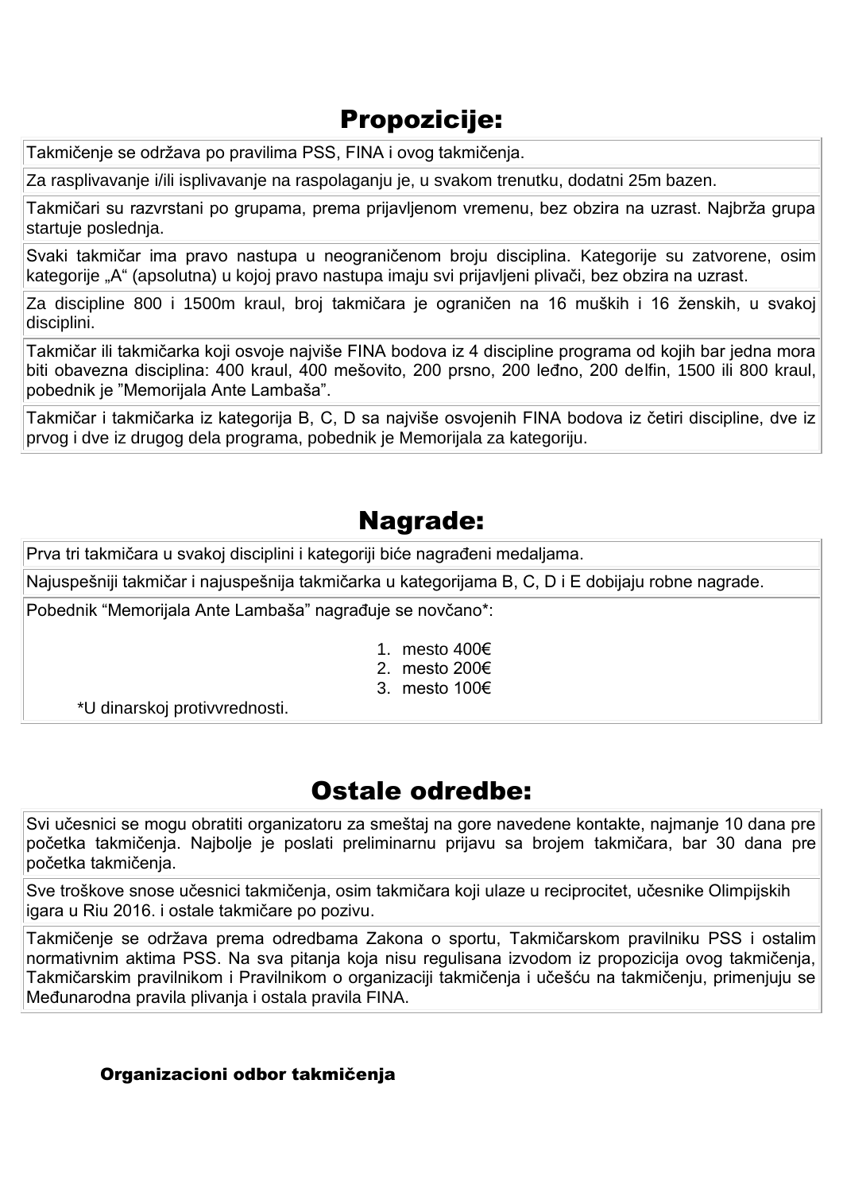## Propozicije:

Takmičenje se održava po pravilima PSS, FINA i ovog takmičenja.

Za rasplivavanje i/ili isplivavanje na raspolaganju je, u svakom trenutku, dodatni 25m bazen.

Takmičari su razvrstani po grupama, prema prijavljenom vremenu, bez obzira na uzrast. Najbrža grupa startuje poslednja.

Svaki takmičar ima pravo nastupa u neograničenom broju disciplina. Kategorije su zatvorene, osim kategorije „A" (apsolutna) u kojoj pravo nastupa imaju svi prijavljeni plivači, bez obzira na uzrast.

Za discipline 800 i 1500m kraul, broj takmičara je ograničen na 16 muških i 16 ženskih, u svakoj disciplini.

Takmičar ili takmičarka koji osvoje najviše FINA bodova iz 4 discipline programa od kojih bar jedna mora biti obavezna disciplina: 400 kraul, 400 mešovito, 200 prsno, 200 leđno, 200 delfin, 1500 ili 800 kraul, pobednik je "Memorijala Ante Lambaša".

Takmičar i takmičarka iz kategorija B, C, D sa najviše osvojenih FINA bodova iz četiri discipline, dve iz prvog i dve iz drugog dela programa, pobednik je Memorijala za kategoriju.

## Nagrade:

Prva tri takmičara u svakoj disciplini i kategoriji biće nagrađeni medaljama.

Najuspešniji takmičar i najuspešnija takmičarka u kategorijama B, C, D i E dobijaju robne nagrade.

Pobednik "Memorijala Ante Lambaša" nagrađuje se novčano*:

1. mesto 400€
2. mesto 200€
3. mesto 100€

*U dinarskoj protivvrednosti.

## Ostale odredbe:

Svi učesnici se mogu obratiti organizatoru za smeštaj na gore navedene kontakte, najmanje 10 dana pre početka takmičenja. Najbolje je poslati preliminarnu prijavu sa brojem takmičara, bar 30 dana pre početka takmičenja.

Sve troškove snose učesnici takmičenja, osim takmičara koji ulaze u reciprocitet, učesnike Olimpijskih igara u Riu 2016. i ostale takmičare po pozivu.

Takmičenje se održava prema odredbama Zakona o sportu, Takmičarskom pravilniku PSS i ostalim normativnim aktima PSS. Na sva pitanja koja nisu regulisana izvodom iz propozicija ovog takmičenja, Takmičarskim pravilnikom i Pravilnikom o organizaciji takmičenja i učešću na takmičenju, primenjuju se Međunarodna pravila plivanja i ostala pravila FINA.

**Organizacioni odbor takmičenja**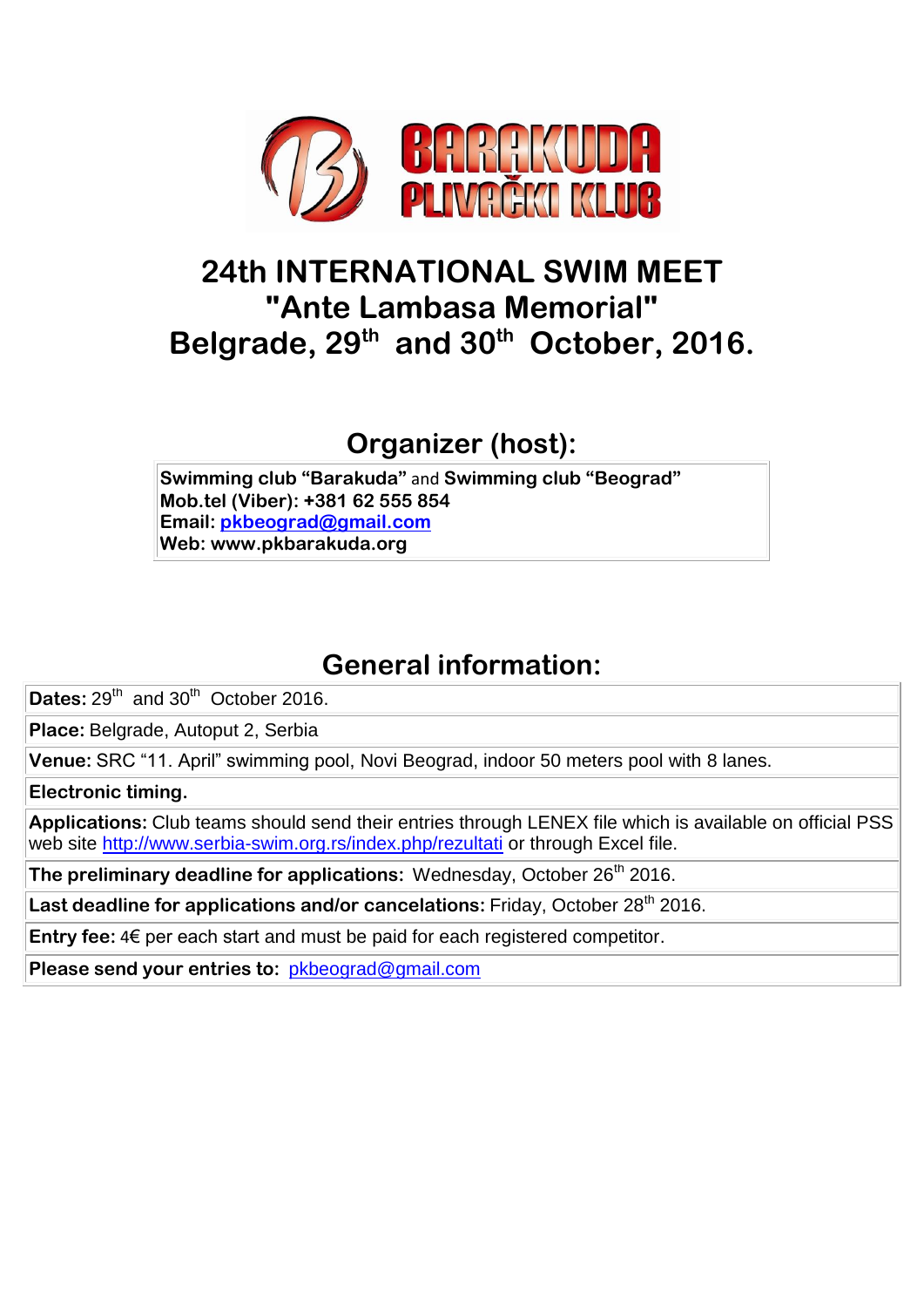# 24th INTERNATIONAL SWIM MEET "Ante Lambasa Memorial" Belgrade, 29th and 30th October, 2016.

## Organizer (host):

| Swimming club "Barakuda" and Swimming club "Beograd"<br>Mob.tel (Viber): +381 62 555 854<br>Email: pkbeograd@gmail.com<br>Web: www.pkbarakuda.org |
|---|

## General information:

| |
|---|
| **Dates:** 29th and 30th October 2016. |
| **Place:** Belgrade, Autoput 2, Serbia |
| **Venue:** SRC "11. April" swimming pool, Novi Beograd, indoor 50 meters pool with 8 lanes. |
| **Electronic timing.** |
| **Applications:** Club teams should send their entries through LENEX file which is available on official PSS web site http://www.serbia-swim.org.rs/index.php/rezultati or through Excel file. |
| **The preliminary deadline for applications:** Wednesday, October 26th 2016. |
| **Last deadline for applications and/or cancelations:** Friday, October 28th 2016. |
| **Entry fee:** 4€ per each start and must be paid for each registered competitor. |
| **Please send your entries to:** pkbeograd@gmail.com |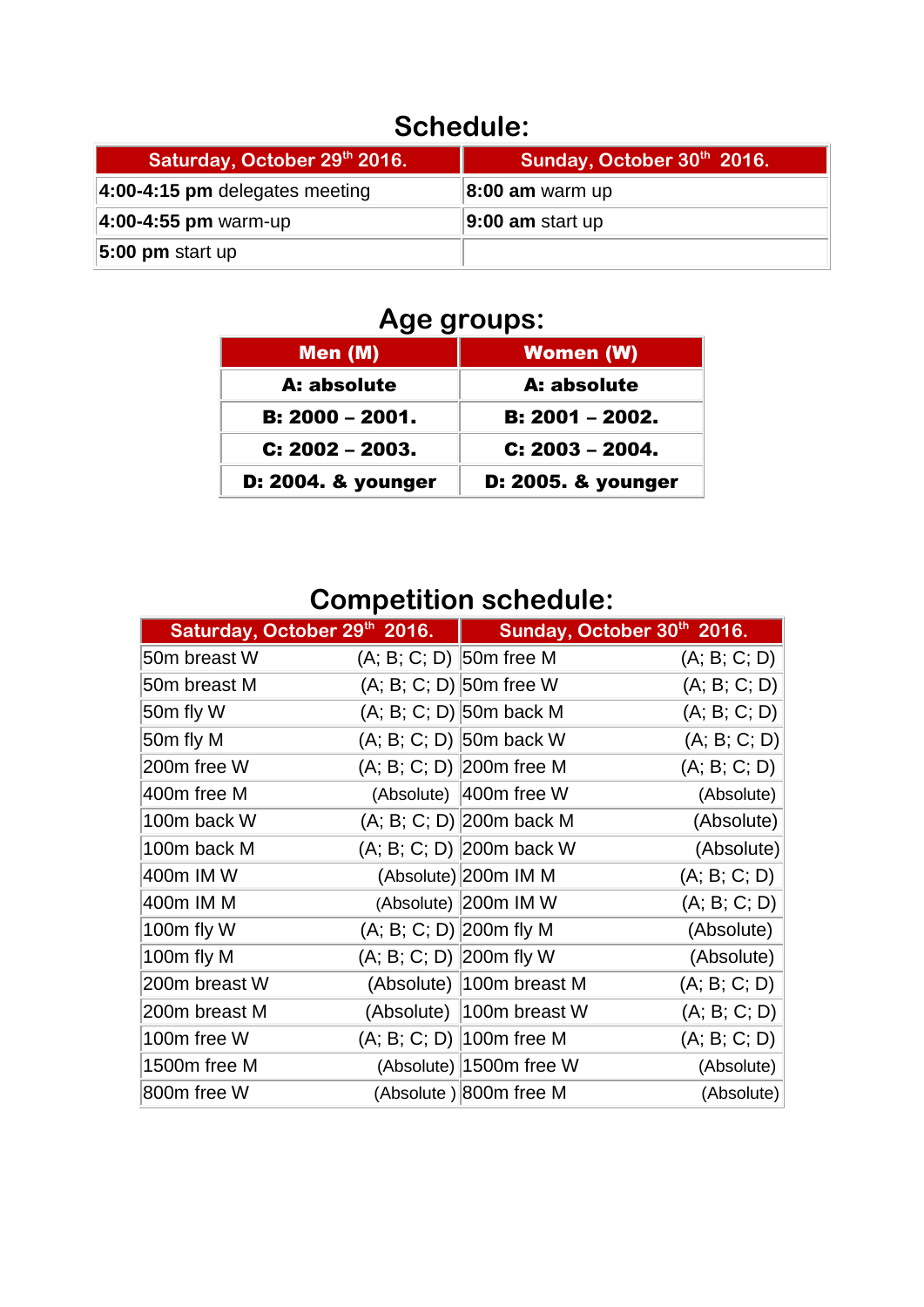## Schedule:

| Saturday, October 29th 2016. | Sunday, October 30th 2016. |
|---|---|
| **4:00-4:15 pm** delegates meeting | **8:00 am** warm up |
| **4:00-4:55 pm** warm-up | **9:00 am** start up |
| **5:00 pm** start up | |

## Age groups:

| Men (M) | Women (W) |
|---|---|
| **A: absolute** | **A: absolute** |
| **B: 2000 – 2001.** | **B: 2001 – 2002.** |
| **C: 2002 – 2003.** | **C: 2003 – 2004.** |
| **D: 2004. & younger** | **D: 2005. & younger** |

## Competition schedule:

| Saturday, October 29th 2016. | | Sunday, October 30th 2016. | |
|---|---|---|---|
| 50m breast W | (A; B; C; D) | 50m free M | (A; B; C; D) |
| 50m breast M | (A; B; C; D) | 50m free W | (A; B; C; D) |
| 50m fly W | (A; B; C; D) | 50m back M | (A; B; C; D) |
| 50m fly M | (A; B; C; D) | 50m back W | (A; B; C; D) |
| 200m free W | (A; B; C; D) | 200m free M | (A; B; C; D) |
| 400m free M | (Absolute) | 400m free W | (Absolute) |
| 100m back W | (A; B; C; D) | 200m back M | (Absolute) |
| 100m back M | (A; B; C; D) | 200m back W | (Absolute) |
| 400m IM W | (Absolute) | 200m IM M | (A; B; C; D) |
| 400m IM M | (Absolute) | 200m IM W | (A; B; C; D) |
| 100m fly W | (A; B; C; D) | 200m fly M | (Absolute) |
| 100m fly M | (A; B; C; D) | 200m fly W | (Absolute) |
| 200m breast W | (Absolute) | 100m breast M | (A; B; C; D) |
| 200m breast M | (Absolute) | 100m breast W | (A; B; C; D) |
| 100m free W | (A; B; C; D) | 100m free M | (A; B; C; D) |
| 1500m free M | (Absolute) | 1500m free W | (Absolute) |
| 800m free W | (Absolute ) | 800m free M | (Absolute) |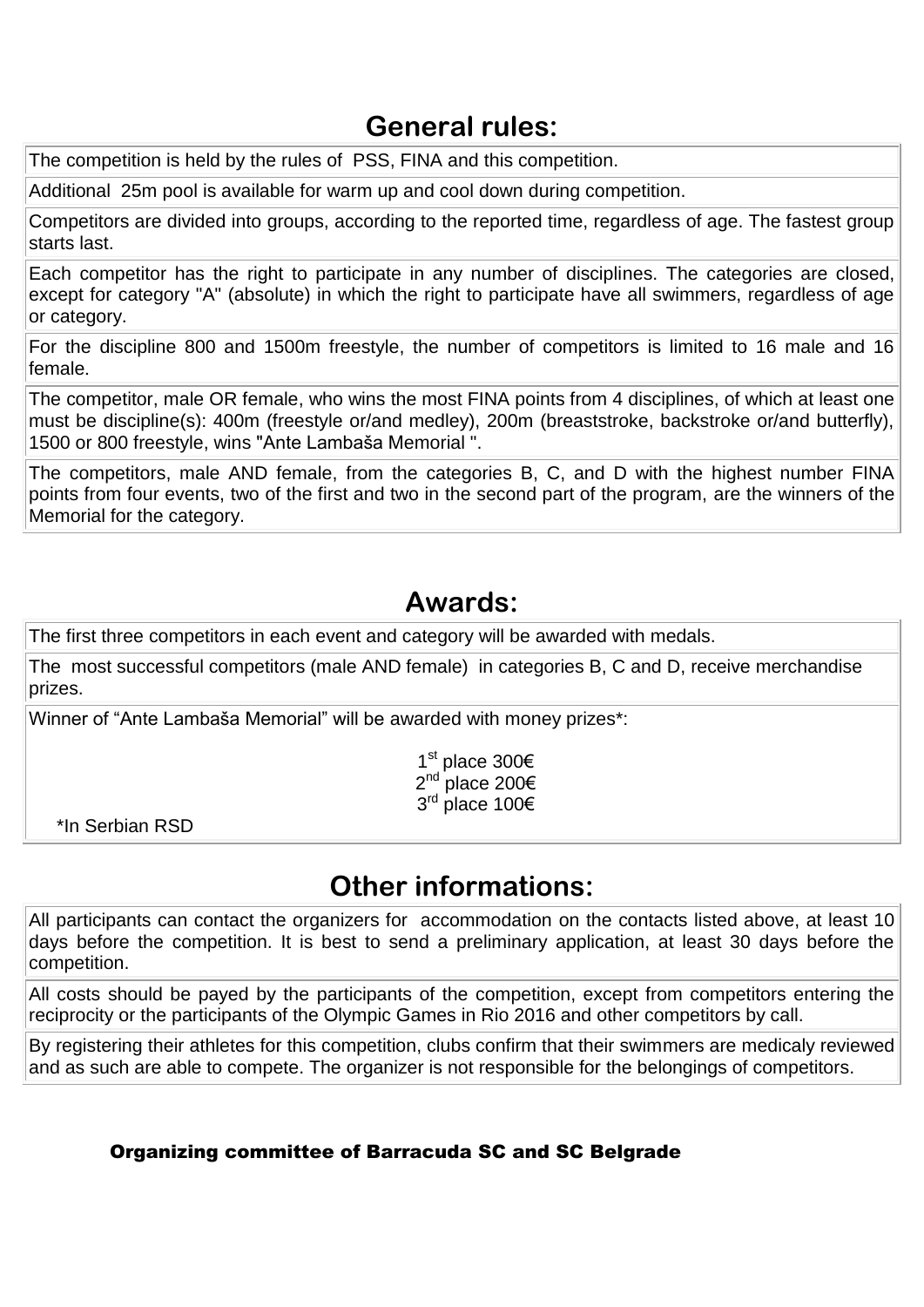## General rules:

The competition is held by the rules of PSS, FINA and this competition.

Additional 25m pool is available for warm up and cool down during competition.

Competitors are divided into groups, according to the reported time, regardless of age. The fastest group starts last.

Each competitor has the right to participate in any number of disciplines. The categories are closed, except for category "A" (absolute) in which the right to participate have all swimmers, regardless of age or category.

For the discipline 800 and 1500m freestyle, the number of competitors is limited to 16 male and 16 female.

The competitor, male OR female, who wins the most FINA points from 4 disciplines, of which at least one must be discipline(s): 400m (freestyle or/and medley), 200m (breaststroke, backstroke or/and butterfly), 1500 or 800 freestyle, wins "Ante Lambaša Memorial ".

The competitors, male AND female, from the categories B, C, and D with the highest number FINA points from four events, two of the first and two in the second part of the program, are the winners of the Memorial for the category.

## Awards:

The first three competitors in each event and category will be awarded with medals.

The most successful competitors (male AND female) in categories B, C and D, receive merchandise prizes.

Winner of "Ante Lambaša Memorial" will be awarded with money prizes*:

1st place 300€
2nd place 200€
3rd place 100€

*In Serbian RSD

## Other informations:

All participants can contact the organizers for accommodation on the contacts listed above, at least 10 days before the competition. It is best to send a preliminary application, at least 30 days before the competition.

All costs should be payed by the participants of the competition, except from competitors entering the reciprocity or the participants of the Olympic Games in Rio 2016 and other competitors by call.

By registering their athletes for this competition, clubs confirm that their swimmers are medicaly reviewed and as such are able to compete. The organizer is not responsible for the belongings of competitors.

**Organizing committee of Barracuda SC and SC Belgrade**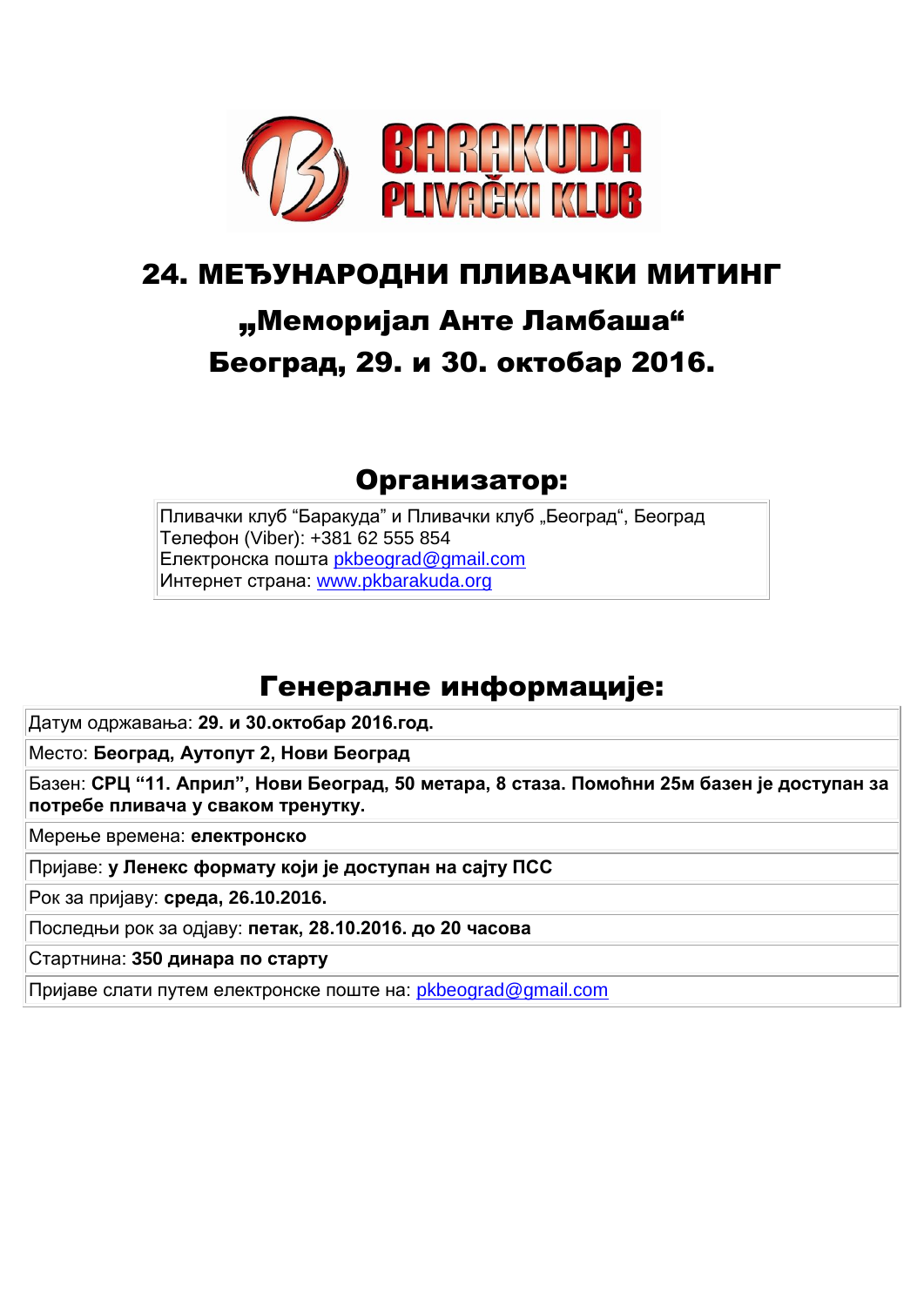BARAKUDA PLIVAČKI KLUB

# 24. МЕЂУНАРОДНИ ПЛИВАЧКИ МИТИНГ

## „Меморијал Анте Ламбаша“

## Београд, 29. и 30. октобар 2016.

## Организатор:

Пливачки клуб “Баракуда” и Пливачки клуб „Београд“, Београд
Телефон (Viber): +381 62 555 854
Електронска пошта pkbeograd@gmail.com
Интернет страна: www.pkbarakuda.org

## Генералне информације:

Датум одржавања: **29. и 30.октобар 2016.год.**

Место: **Београд, Аутопут 2, Нови Београд**

Базен: **СРЦ “11. Април”, Нови Београд, 50 метара, 8 стаза. Помоћни 25м базен је доступан за потребе пливача у сваком тренутку.**

Мерење времена: **електронско**

Пријаве: **у Ленекс формату који је доступан на сајту ПСС**

Рок за пријаву: **среда, 26.10.2016.**

Последњи рок за одјаву: **петак, 28.10.2016. до 20 часова**

Стартнина: **350 динара по старту**

Пријаве слати путем електронске поште на: pkbeograd@gmail.com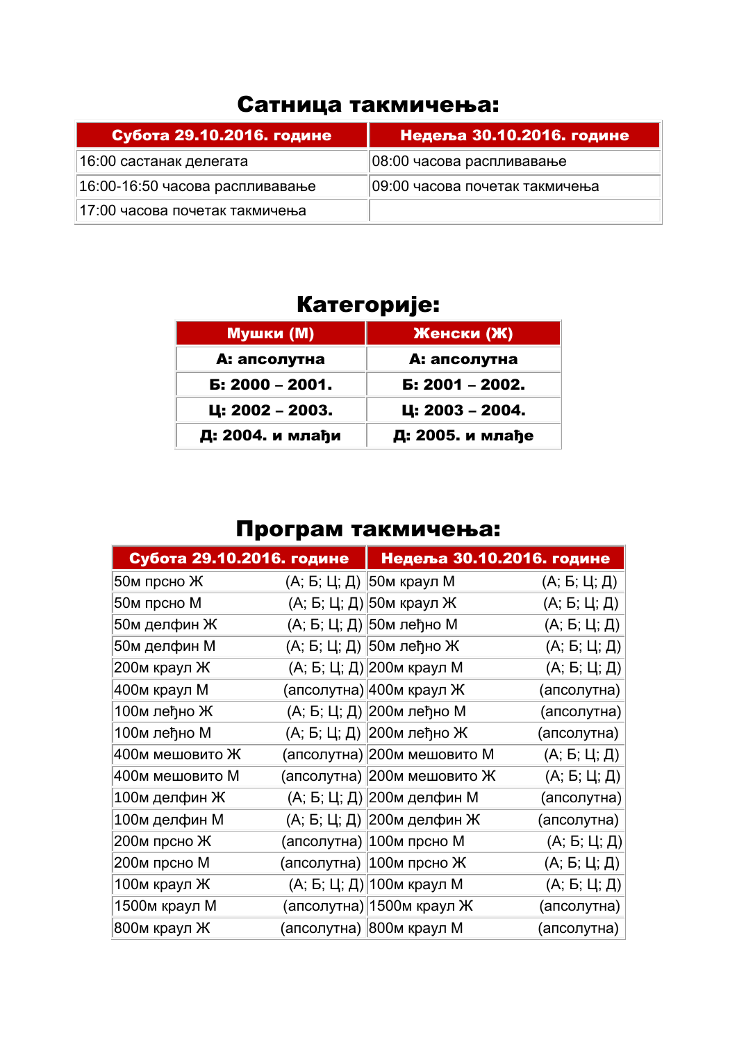## Сатница такмичења:

| Субота 29.10.2016. године | Недеља 30.10.2016. године |
|---|---|
| 16:00 састанак делегата | 08:00 часова расплививање |
| 16:00-16:50 часова расплививање | 09:00 часова почетак такмичења |
| 17:00 часова почетак такмичења | |

## Категорије:

| Мушки (М) | Женски (Ж) |
|---|---|
| **А: апсолутна** | **А: апсолутна** |
| **Б: 2000 – 2001.** | **Б: 2001 – 2002.** |
| **Ц: 2002 – 2003.** | **Ц: 2003 – 2004.** |
| **Д: 2004. и млађи** | **Д: 2005. и млађе** |

## Програм такмичења:

| Субота 29.10.2016. године | | Недеља 30.10.2016. године | |
|---|---|---|---|
| 50м прсно Ж | (А; Б; Ц; Д) | 50м краул М | (А; Б; Ц; Д) |
| 50м прсно М | (А; Б; Ц; Д) | 50м краул Ж | (А; Б; Ц; Д) |
| 50м делфин Ж | (А; Б; Ц; Д) | 50м леђно М | (А; Б; Ц; Д) |
| 50м делфин М | (А; Б; Ц; Д) | 50м леђно Ж | (А; Б; Ц; Д) |
| 200м краул Ж | (А; Б; Ц; Д) | 200м краул М | (А; Б; Ц; Д) |
| 400м краул М | (апсолутна) | 400м краул Ж | (апсолутна) |
| 100м леђно Ж | (А; Б; Ц; Д) | 200м леђно М | (апсолутна) |
| 100м леђно М | (А; Б; Ц; Д) | 200м леђно Ж | (апсолутна) |
| 400м мешовито Ж | (апсолутна) | 200м мешовито М | (А; Б; Ц; Д) |
| 400м мешовито М | (апсолутна) | 200м мешовито Ж | (А; Б; Ц; Д) |
| 100м делфин Ж | (А; Б; Ц; Д) | 200м делфин М | (апсолутна) |
| 100м делфин М | (А; Б; Ц; Д) | 200м делфин Ж | (апсолутна) |
| 200м прсно Ж | (апсолутна) | 100м прсно М | (А; Б; Ц; Д) |
| 200м прсно М | (апсолутна) | 100м прсно Ж | (А; Б; Ц; Д) |
| 100м краул Ж | (А; Б; Ц; Д) | 100м краул М | (А; Б; Ц; Д) |
| 1500м краул М | (апсолутна) | 1500м краул Ж | (апсолутна) |
| 800м краул Ж | (апсолутна) | 800м краул М | (апсолутна) |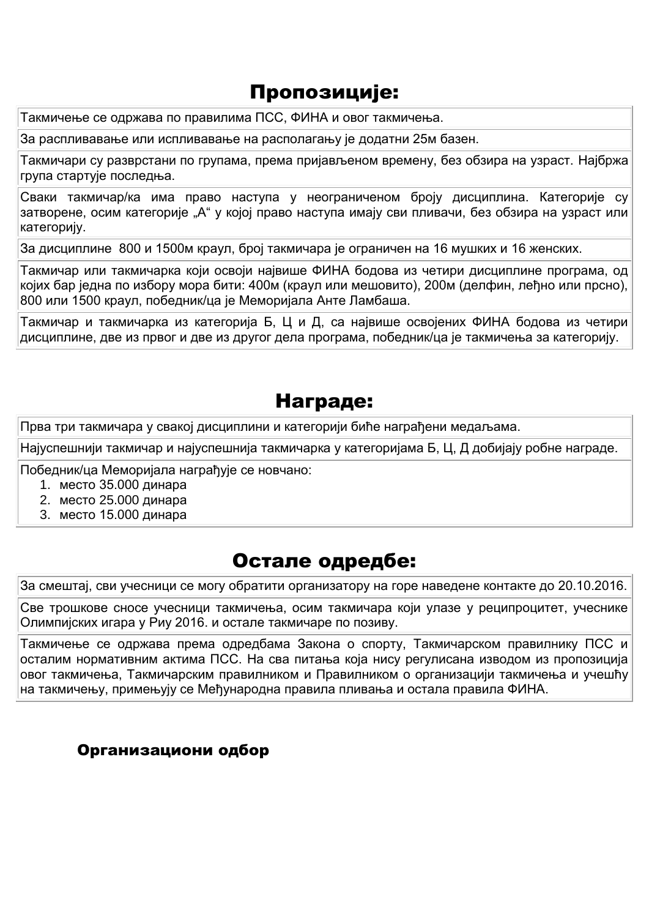## Пропозиције:

Такмичење се одржава по правилима ПСС, ФИНА и овог такмичења.

За распливавање или испливавање на располагању је додатни 25м базен.

Такмичари су разврстани по групама, према пријављеном времену, без обзира на узраст. Најбржа група стартује последња.

Сваки такмичар/ка има право наступа у неограниченом броју дисциплина. Категорије су затворене, осим категорије „А“ у којој право наступа имају сви пливачи, без обзира на узраст или категорију.

За дисциплине 800 и 1500м краул, број такмичара је ограничен на 16 мушких и 16 женских.

Такмичар или такмичарка који освоји највише ФИНА бодова из четири дисциплине програма, од којих бар једна по избору мора бити: 400м (краул или мешовито), 200м (делфин, леђно или прсно), 800 или 1500 краул, победник/ца је Меморијала Анте Ламбаша.

Такмичар и такмичарка из категорија Б, Ц и Д, са највише освојених ФИНА бодова из четири дисциплине, две из првог и две из другог дела програма, победник/ца је такмичења за категорију.

## Награде:

Прва три такмичара у свакој дисциплини и категорији биће награђени медаљама.

Најуспешнији такмичар и најуспешнија такмичарка у категоријама Б, Ц, Д добијају робне награде.

Победник/ца Меморијала награђује се новчано:

1. место 35.000 динара
2. место 25.000 динара
3. место 15.000 динара

## Остале одредбе:

За смештај, сви учесници се могу обратити организатору на горе наведене контакте до 20.10.2016.

Све трошкове сносе учесници такмичења, осим такмичара који улазе у реципроцитет, учеснике Олимпијских игара у Рију 2016. и остале такмичаре по позиву.

Такмичење се одржава према одредбама Закона о спорту, Такмичарском правилнику ПСС и осталим нормативним актима ПСС. На сва питања која нису регулисана изводом из пропозиција овог такмичења, Такмичарским правилником и Правилником о организацији такмичења и учешћу на такмичењу, примењују се Међународна правила пливања и остала правила ФИНА.

**Организациони одбор**